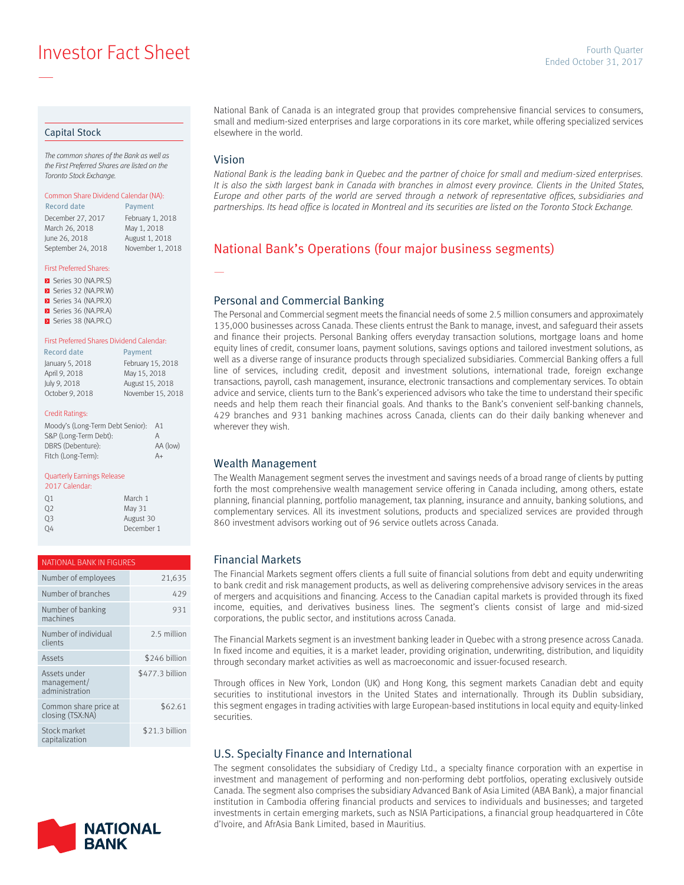# Investor Fact Sheet

Fourth Quarter
Ended October 31, 2017

National Bank of Canada is an integrated group that provides comprehensive financial services to consumers, small and medium-sized enterprises and large corporations in its core market, while offering specialized services elsewhere in the world.

## Vision

*National Bank is the leading bank in Quebec and the partner of choice for small and medium-sized enterprises. It is also the sixth largest bank in Canada with branches in almost every province. Clients in the United States, Europe and other parts of the world are served through a network of representative offices, subsidiaries and partnerships. Its head office is located in Montreal and its securities are listed on the Toronto Stock Exchange.*

## National Bank's Operations (four major business segments)

### Personal and Commercial Banking

The Personal and Commercial segment meets the financial needs of some 2.5 million consumers and approximately 135,000 businesses across Canada. These clients entrust the Bank to manage, invest, and safeguard their assets and finance their projects. Personal Banking offers everyday transaction solutions, mortgage loans and home equity lines of credit, consumer loans, payment solutions, savings options and tailored investment solutions, as well as a diverse range of insurance products through specialized subsidiaries. Commercial Banking offers a full line of services, including credit, deposit and investment solutions, international trade, foreign exchange transactions, payroll, cash management, insurance, electronic transactions and complementary services. To obtain advice and service, clients turn to the Bank's experienced advisors who take the time to understand their specific needs and help them reach their financial goals. And thanks to the Bank's convenient self-banking channels, 429 branches and 931 banking machines across Canada, clients can do their daily banking whenever and wherever they wish.

### Wealth Management

The Wealth Management segment serves the investment and savings needs of a broad range of clients by putting forth the most comprehensive wealth management service offering in Canada including, among others, estate planning, financial planning, portfolio management, tax planning, insurance and annuity, banking solutions, and complementary services. All its investment solutions, products and specialized services are provided through 860 investment advisors working out of 96 service outlets across Canada.

### Financial Markets

The Financial Markets segment offers clients a full suite of financial solutions from debt and equity underwriting to bank credit and risk management products, as well as delivering comprehensive advisory services in the areas of mergers and acquisitions and financing. Access to the Canadian capital markets is provided through its fixed income, equities, and derivatives business lines. The segment's clients consist of large and mid-sized corporations, the public sector, and institutions across Canada.

The Financial Markets segment is an investment banking leader in Quebec with a strong presence across Canada. In fixed income and equities, it is a market leader, providing origination, underwriting, distribution, and liquidity through secondary market activities as well as macroeconomic and issuer-focused research.

Through offices in New York, London (UK) and Hong Kong, this segment markets Canadian debt and equity securities to institutional investors in the United States and internationally. Through its Dublin subsidiary, this segment engages in trading activities with large European-based institutions in local equity and equity-linked securities.

### U.S. Specialty Finance and International

The segment consolidates the subsidiary of Credigy Ltd., a specialty finance corporation with an expertise in investment and management of performing and non-performing debt portfolios, operating exclusively outside Canada. The segment also comprises the subsidiary Advanced Bank of Asia Limited (ABA Bank), a major financial institution in Cambodia offering financial products and services to individuals and businesses; and targeted investments in certain emerging markets, such as NSIA Participations, a financial group headquartered in Côte d'Ivoire, and AfrAsia Bank Limited, based in Mauritius.

## Capital Stock

*The common shares of the Bank as well as the First Preferred Shares are listed on the Toronto Stock Exchange.*

**Common Share Dividend Calendar (NA):**

| Record date | Payment |
|---|---|
| December 27, 2017 | February 1, 2018 |
| March 26, 2018 | May 1, 2018 |
| June 26, 2018 | August 1, 2018 |
| September 24, 2018 | November 1, 2018 |

**First Preferred Shares:**

- Series 30 (NA.PR.S)
- Series 32 (NA.PR.W)
- Series 34 (NA.PR.X)
- Series 36 (NA.PR.A)
- Series 38 (NA.PR.C)

**First Preferred Shares Dividend Calendar:**

| Record date | Payment |
|---|---|
| January 5, 2018 | February 15, 2018 |
| April 9, 2018 | May 15, 2018 |
| July 9, 2018 | August 15, 2018 |
| October 9, 2018 | November 15, 2018 |

**Credit Ratings:**

| | |
|---|---|
| Moody's (Long-Term Debt Senior): | A1 |
| S&P (Long-Term Debt): | A |
| DBRS (Debenture): | AA (low) |
| Fitch (Long-Term): | A+ |

**Quarterly Earnings Release 2017 Calendar:**

| | |
|---|---|
| Q1 | March 1 |
| Q2 | May 31 |
| Q3 | August 30 |
| Q4 | December 1 |

| NATIONAL BANK IN FIGURES | |
|---|---|
| Number of employees | 21,635 |
| Number of branches | 429 |
| Number of banking machines | 931 |
| Number of individual clients | 2.5 million |
| Assets | $246 billion |
| Assets under management/ administration | $477.3 billion |
| Common share price at closing (TSX:NA) | $62.61 |
| Stock market capitalization | $21.3 billion |

NATIONAL BANK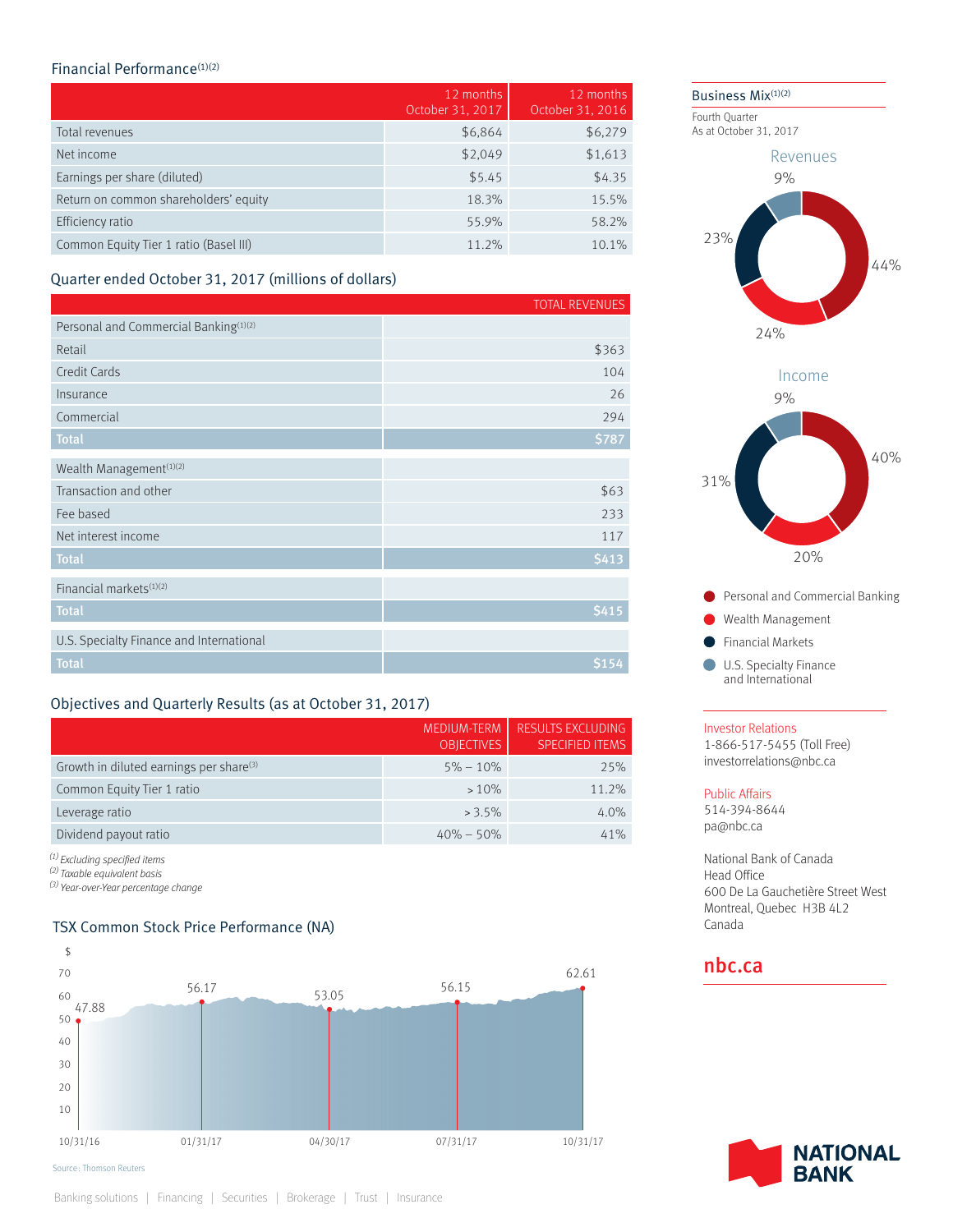## Financial Performance[1][2]

| | 12 months October 31, 2017 | 12 months October 31, 2016 |
|---|---|---|
| Total revenues | $6,864 | $6,279 |
| Net income | $2,049 | $1,613 |
| Earnings per share (diluted) | $5.45 | $4.35 |
| Return on common shareholders' equity | 18.3% | 15.5% |
| Efficiency ratio | 55.9% | 58.2% |
| Common Equity Tier 1 ratio (Basel III) | 11.2% | 10.1% |

## Quarter ended October 31, 2017 (millions of dollars)

| | TOTAL REVENUES |
|---|---|
| Personal and Commercial Banking[1][2] | |
| Retail | $363 |
| Credit Cards | 104 |
| Insurance | 26 |
| Commercial | 294 |
| **Total** | **$787** |
| Wealth Management[1][2] | |
| Transaction and other | $63 |
| Fee based | 233 |
| Net interest income | 117 |
| **Total** | **$413** |
| Financial markets[1][2] | |
| **Total** | **$415** |
| U.S. Specialty Finance and International | |
| **Total** | **$154** |

## Objectives and Quarterly Results (as at October 31, 2017)

| | MEDIUM-TERM OBJECTIVES | RESULTS EXCLUDING SPECIFIED ITEMS |
|---|---|---|
| Growth in diluted earnings per share[3] | 5% – 10% | 25% |
| Common Equity Tier 1 ratio | > 10% | 11.2% |
| Leverage ratio | > 3.5% | 4.0% |
| Dividend payout ratio | 40% – 50% | 41% |

*[1] Excluding specified items*
*[2] Taxable equivalent basis*
*[3] Year-over-Year percentage change*

## TSX Common Stock Price Performance (NA)

$
70
60
50
40
30
20
10
47.88
56.17
53.05
56.15
62.61
10/31/16
01/31/17
04/30/17
07/31/17
10/31/17

Source: Thomson Reuters

## Business Mix[1][2]

Fourth Quarter
As at October 31, 2017

Revenues
9%
23%
44%
24%

Income
9%
31%
40%
20%

Personal and Commercial Banking
Wealth Management
Financial Markets
U.S. Specialty Finance and International

Investor Relations
1-866-517-5455 (Toll Free)
investorrelations@nbc.ca

Public Affairs
514-394-8644
pa@nbc.ca

National Bank of Canada
Head Office
600 De La Gauchetière Street West
Montreal, Quebec H3B 4L2
Canada

**nbc.ca**

NATIONAL BANK

Banking solutions | Financing | Securities | Brokerage | Trust | Insurance